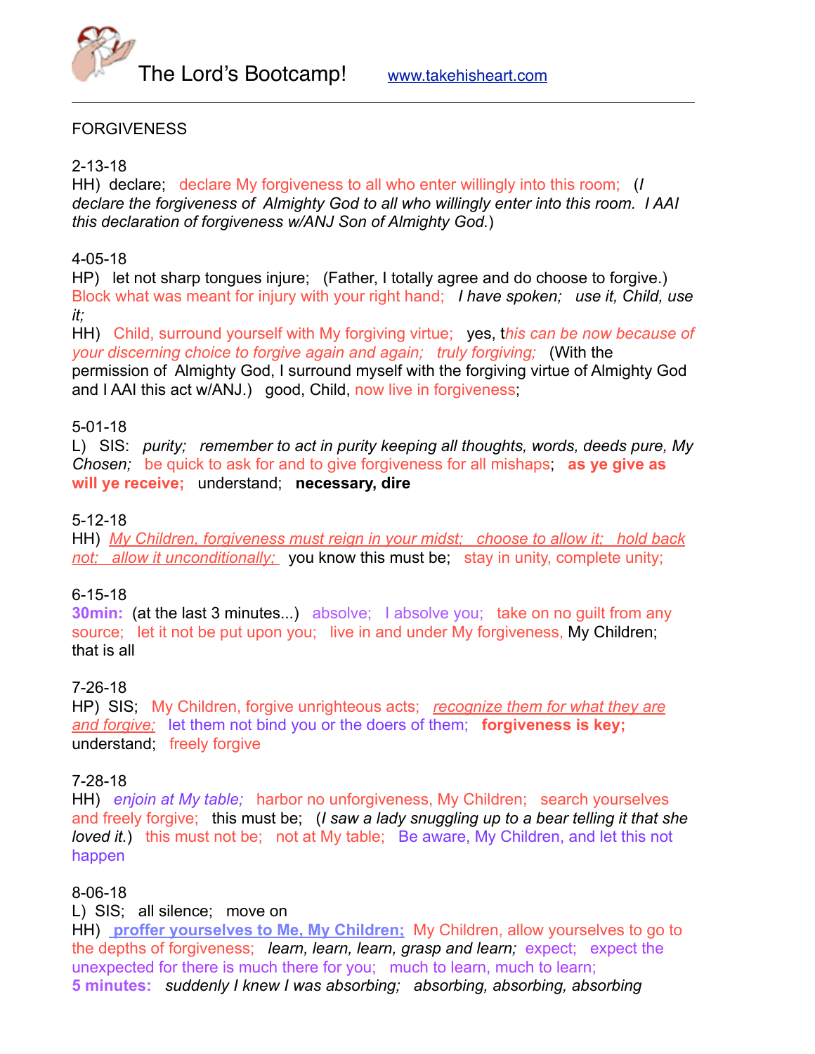The Lord's Bootcamp!   www.takehisheart.com

---

FORGIVENESS

2-13-18
HH) declare; declare My forgiveness to all who enter willingly into this room; (*I declare the forgiveness of Almighty God to all who willingly enter into this room. I AAI this declaration of forgiveness w/ANJ Son of Almighty God.*)

4-05-18
HP) let not sharp tongues injure; (Father, I totally agree and do choose to forgive.) Block what was meant for injury with your right hand; *I have spoken; use it, Child, use it;*
HH) Child, surround yourself with My forgiving virtue; yes, t*his can be now because of your discerning choice to forgive again and again; truly forgiving;* (With the permission of Almighty God, I surround myself with the forgiving virtue of Almighty God and I AAI this act w/ANJ.) good, Child, now live in forgiveness;

5-01-18
L) SIS: *purity; remember to act in purity keeping all thoughts, words, deeds pure, My Chosen;* be quick to ask for and to give forgiveness for all mishaps; **as ye give as will ye receive;** understand; **necessary, dire**

5-12-18
HH) *My Children, forgiveness must reign in your midst; choose to allow it; hold back not; allow it unconditionally;* you know this must be; stay in unity, complete unity;

6-15-18
**30min:** (at the last 3 minutes...) absolve; I absolve you; take on no guilt from any source; let it not be put upon you; live in and under My forgiveness, My Children; that is all

7-26-18
HP) SIS; My Children, forgive unrighteous acts; *recognize them for what they are and forgive;* let them not bind you or the doers of them; **forgiveness is key;** understand; freely forgive

7-28-18
HH) *enjoin at My table;* harbor no unforgiveness, My Children; search yourselves and freely forgive; this must be; (*I saw a lady snuggling up to a bear telling it that she loved it.*) this must not be; not at My table; Be aware, My Children, and let this not happen

8-06-18
L) SIS; all silence; move on
HH) **proffer yourselves to Me, My Children;** My Children, allow yourselves to go to the depths of forgiveness; *learn, learn, learn, grasp and learn;* expect; expect the unexpected for there is much there for you; much to learn, much to learn;
**5 minutes:** *suddenly I knew I was absorbing; absorbing, absorbing, absorbing*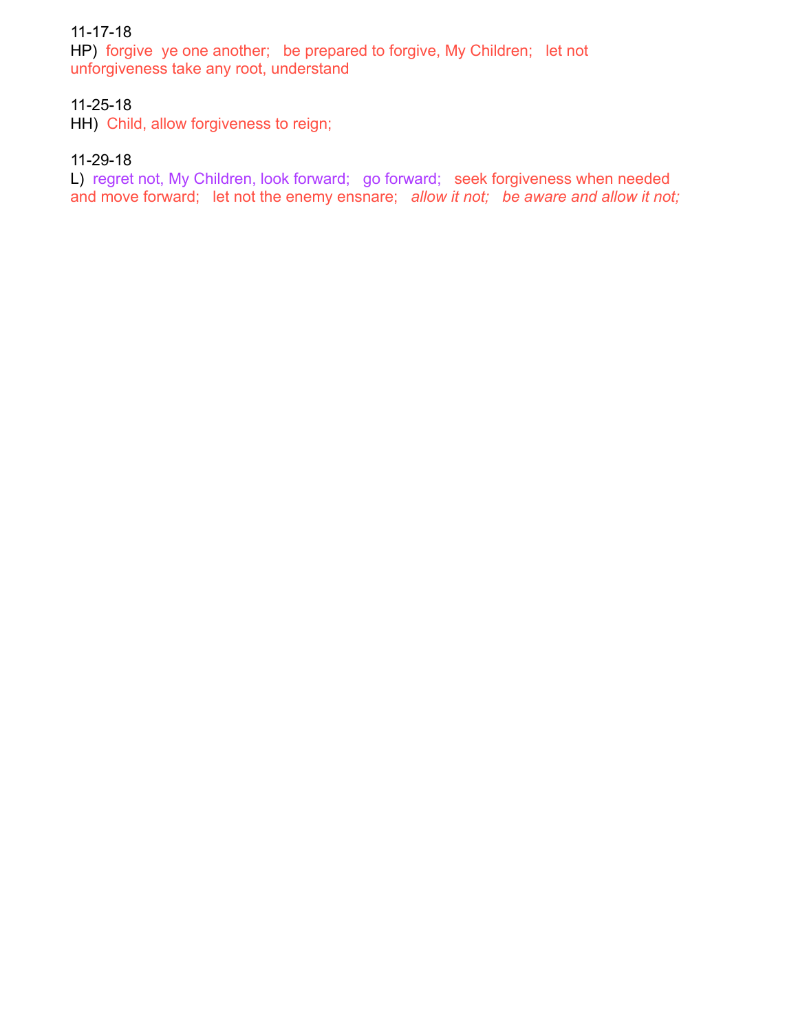11-17-18
HP) forgive  ye one another;   be prepared to forgive, My Children;   let not unforgiveness take any root, understand

11-25-18
HH) Child, allow forgiveness to reign;

11-29-18
L) regret not, My Children, look forward;   go forward;   seek forgiveness when needed and move forward;   let not the enemy ensnare;   *allow it not;   be aware and allow it not;*